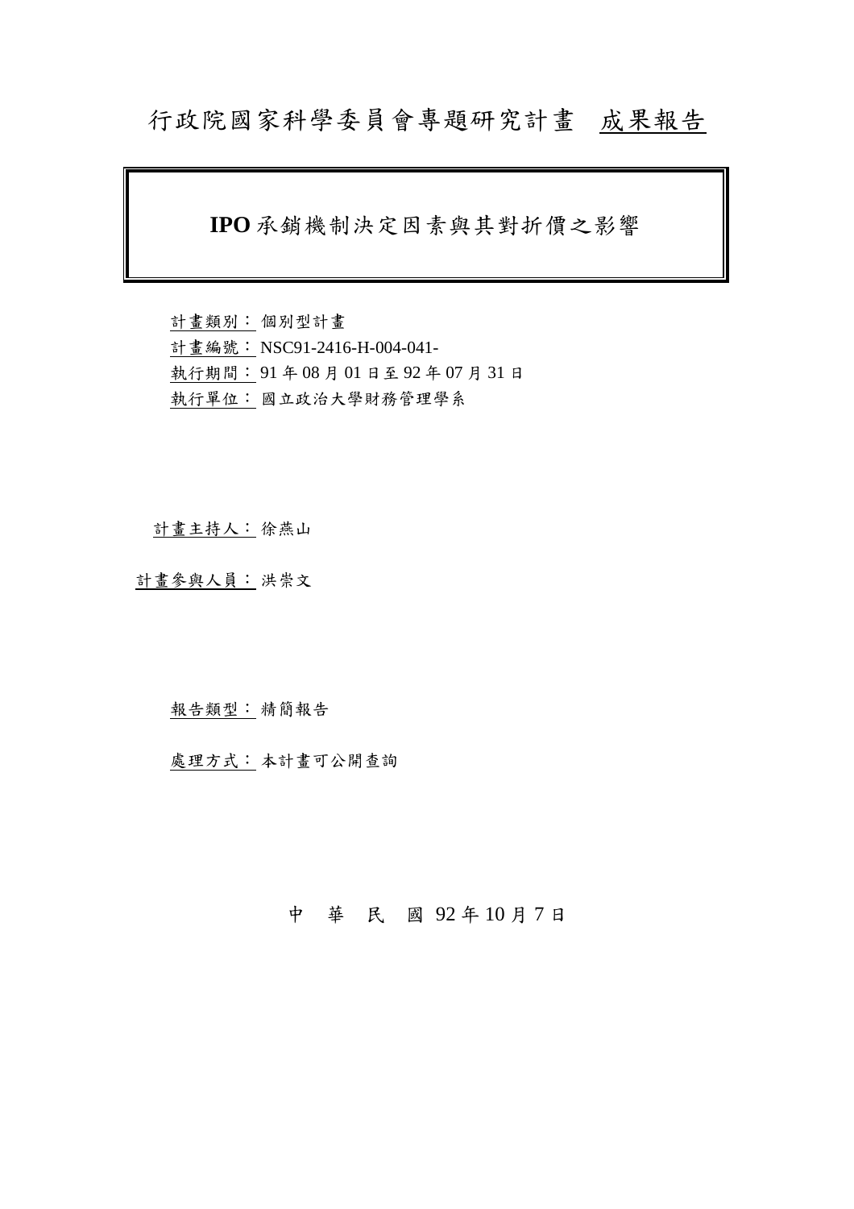# 行政院國家科學委員會專題研究計畫 成果報告

## IPO 承銷機制決定因素與其對折價之影響

計畫類別：個別型計畫
計畫編號：NSC91-2416-H-004-041-
執行期間：91 年 08 月 01 日至 92 年 07 月 31 日
執行單位：國立政治大學財務管理學系

計畫主持人：徐燕山

計畫參與人員：洪崇文

報告類型：精簡報告

處理方式：本計畫可公開查詢

中 華 民 國 92 年 10 月 7 日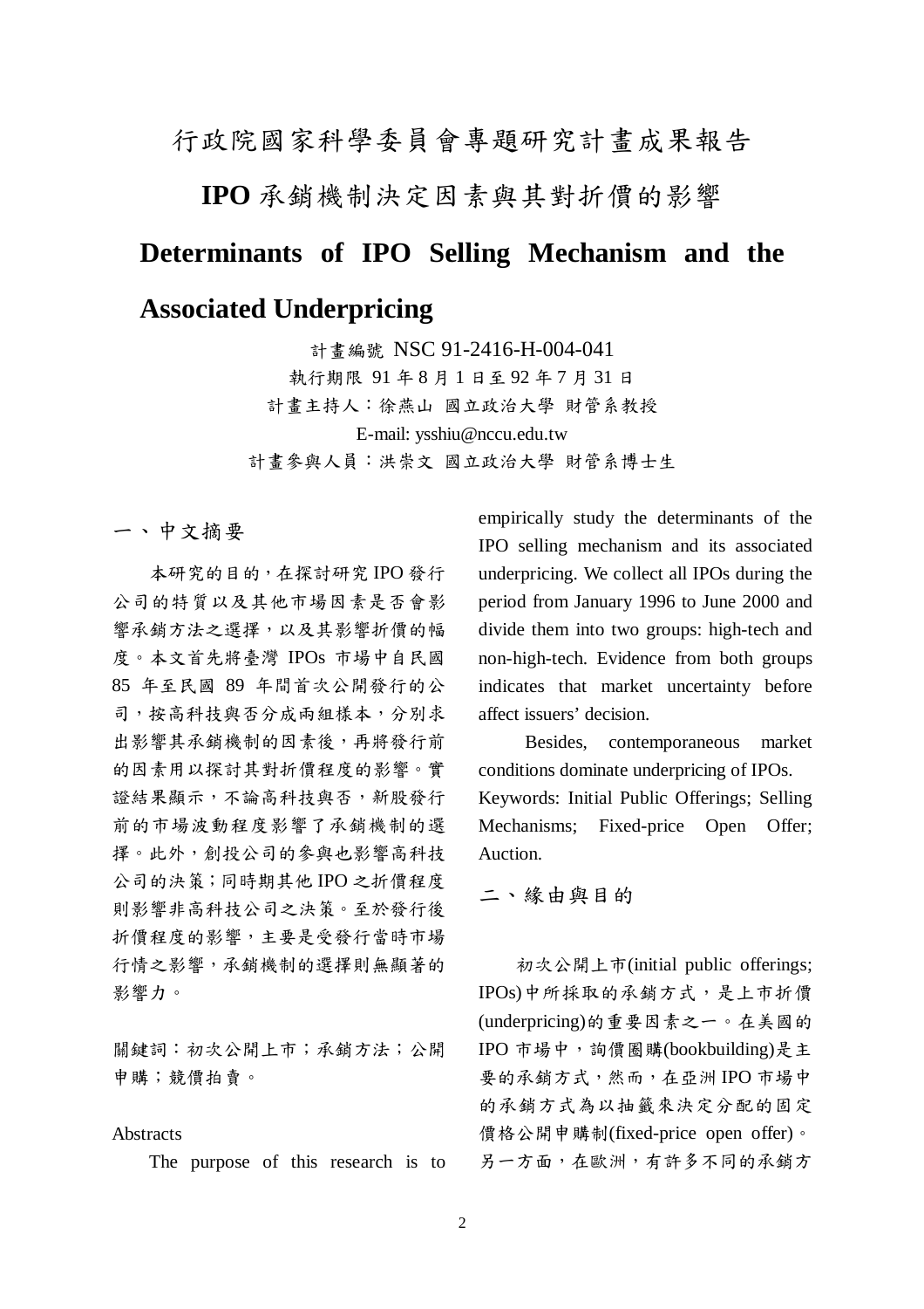# 行政院國家科學委員會專題研究計畫成果報告

# IPO 承銷機制決定因素與其對折價的影響

# Determinants of IPO Selling Mechanism and the Associated Underpricing

計畫編號 NSC 91-2416-H-004-041

執行期限 91 年 8 月 1 日至 92 年 7 月 31 日

計畫主持人：徐燕山 國立政治大學 財管系教授

E-mail: ysshiu@nccu.edu.tw

計畫參與人員：洪崇文 國立政治大學 財管系博士生

## 一、中文摘要

本研究的目的，在探討研究 IPO 發行公司的特質以及其他市場因素是否會影響承銷方法之選擇，以及其影響折價的幅度。本文首先將臺灣 IPOs 市場中自民國 85 年至民國 89 年間首次公開發行的公司，按高科技與否分成兩組樣本，分別求出影響其承銷機制的因素後，再將發行前的因素用以探討其對折價程度的影響。實證結果顯示，不論高科技與否，新股發行前的市場波動程度影響了承銷機制的選擇。此外，創投公司的參與也影響高科技公司的決策；同時期其他 IPO 之折價程度則影響非高科技公司之決策。至於發行後折價程度的影響，主要是受發行當時市場行情之影響，承銷機制的選擇則無顯著的影響力。

關鍵詞：初次公開上市；承銷方法；公開申購；競價拍賣。

Abstracts

The purpose of this research is to empirically study the determinants of the IPO selling mechanism and its associated underpricing. We collect all IPOs during the period from January 1996 to June 2000 and divide them into two groups: high-tech and non-high-tech. Evidence from both groups indicates that market uncertainty before affect issuers' decision.

Besides, contemporaneous market conditions dominate underpricing of IPOs.

Keywords: Initial Public Offerings; Selling Mechanisms; Fixed-price Open Offer; Auction.

## 二、緣由與目的

初次公開上市(initial public offerings; IPOs)中所採取的承銷方式，是上市折價(underpricing)的重要因素之一。在美國的 IPO 市場中，詢價圈購(bookbuilding)是主要的承銷方式，然而，在亞洲 IPO 市場中的承銷方式為以抽籤來決定分配的固定價格公開申購制(fixed-price open offer)。另一方面，在歐洲，有許多不同的承銷方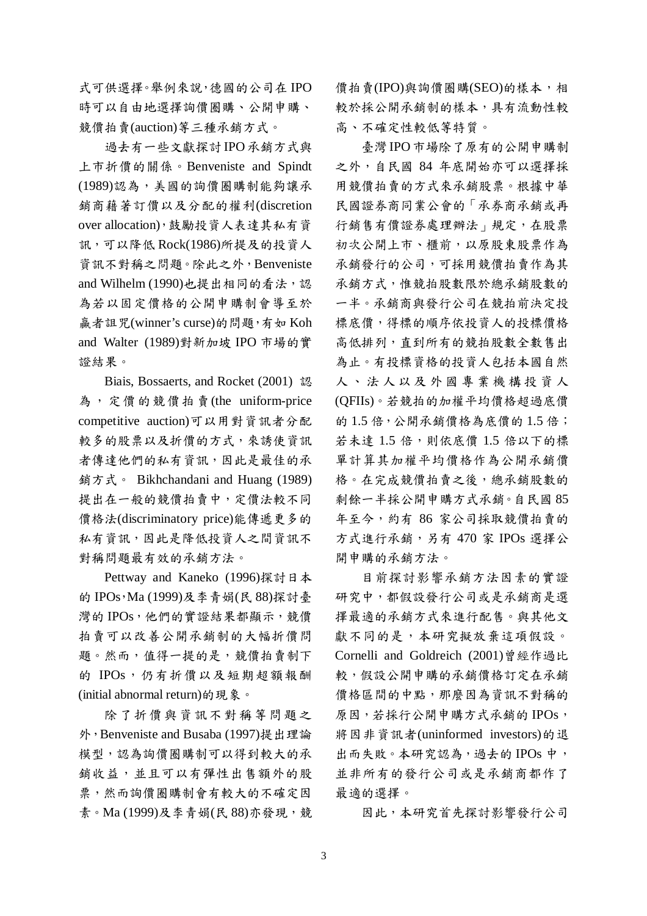式可供選擇。舉例來說，德國的公司在 IPO 時可以自由地選擇詢價圈購、公開申購、競價拍賣(auction)等三種承銷方式。

過去有一些文獻探討 IPO 承銷方式與上市折價的關係。Benveniste and Spindt (1989)認為，美國的詢價圈購制能夠讓承銷商藉著訂價以及分配的權利(discretion over allocation)，鼓勵投資人表達其私有資訊，可以降低 Rock(1986)所提及的投資人資訊不對稱之問題。除此之外，Benveniste and Wilhelm (1990)也提出相同的看法，認為若以固定價格的公開申購制會導至於贏者詛咒(winner's curse)的問題，有如 Koh and Walter (1989)對新加坡 IPO 市場的實證結果。

Biais, Bossaerts, and Rocket (2001) 認為，定價的競價拍賣(the uniform-price competitive auction)可以用對資訊者分配較多的股票以及折價的方式，來誘使資訊者傳達他們的私有資訊，因此是最佳的承銷方式。 Bikhchandani and Huang (1989)提出在一般的競價拍賣中，定價法較不同價格法(discriminatory price)能傳遞更多的私有資訊，因此是降低投資人之間資訊不對稱問題最有效的承銷方法。

Pettway and Kaneko (1996)探討日本的 IPOs，Ma (1999)及李青娟(民 88)探討臺灣的 IPOs，他們的實證結果都顯示，競價拍賣可以改善公開承銷制的大幅折價問題。然而，值得一提的是，競價拍賣制下的 IPOs，仍有折價以及短期超額報酬(initial abnormal return)的現象。

除了折價與資訊不對稱等問題之外，Benveniste and Busaba (1997)提出理論模型，認為詢價圈購制可以得到較大的承銷收益，並且可以有彈性出售額外的股票，然而詢價圈購制會有較大的不確定因素。Ma (1999)及李青娟(民 88)亦發現，競價拍賣(IPO)與詢價圈購(SEO)的樣本，相較於採公開承銷制的樣本，具有流動性較高、不確定性較低等特質。

臺灣 IPO 市場除了原有的公開申購制之外，自民國 84 年底開始亦可以選擇採用競價拍賣的方式來承銷股票。根據中華民國證券商同業公會的「承券商承銷或再行銷售有價證券處理辦法」規定，在股票初次公開上市、櫃前，以原股東股票作為承銷發行的公司，可採用競價拍賣作為其承銷方式，惟競拍股數限於總承銷股數的一半。承銷商與發行公司在競拍前決定投標底價，得標的順序依投資人的投標價格高低排列，直到所有的競拍股數全數售出為止。有投標資格的投資人包括本國自然人、法人以及外國專業機構投資人(QFIIs)。若競拍的加權平均價格超過底價的 1.5 倍，公開承銷價格為底價的 1.5 倍；若未達 1.5 倍，則依底價 1.5 倍以下的標單計算其加權平均價格作為公開承銷價格。在完成競價拍賣之後，總承銷股數的剩餘一半採公開申購方式承銷。自民國 85 年至今，約有 86 家公司採取競價拍賣的方式進行承銷，另有 470 家 IPOs 選擇公開申購的承銷方法。

目前探討影響承銷方法因素的實證研究中，都假設發行公司或是承銷商是選擇最適的承銷方式來進行配售。與其他文獻不同的是，本研究擬放棄這項假設。Cornelli and Goldreich (2001)曾經作過比較，假設公開申購的承銷價格訂定在承銷價格區間的中點，那麼因為資訊不對稱的原因，若採行公開申購方式承銷的 IPOs，將因非資訊者(uninformed investors)的退出而失敗。本研究認為，過去的 IPOs 中，並非所有的發行公司或是承銷商都作了最適的選擇。

因此，本研究首先探討影響發行公司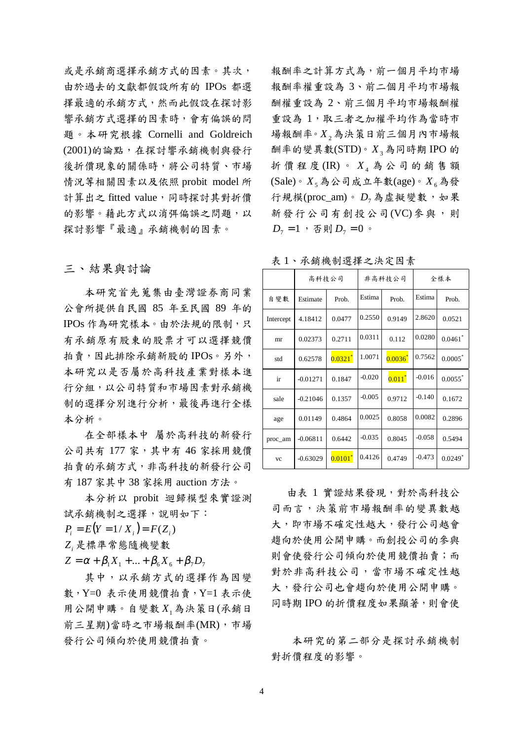或是承銷商選擇承銷方式的因素。其次，由於過去的文獻都假設所有的 IPOs 都選擇最適的承銷方式，然而此假設在探討影響承銷方式選擇的因素時，會有偏誤的問題。本研究根據 Cornelli and Goldreich (2001)的論點，在探討響承銷機制與發行後折價現象的關係時，將公司特質、市場情況等相關因素以及依照 probit model 所計算出之 fitted value，同時探討其對折價的影響。藉此方式以消弭偏誤之問題，以探討影響『最適』承銷機制的因素。

## 三、結果與討論

本研究首先蒐集由臺灣證券商同業公會所提供自民國 85 年至民國 89 年的 IPOs 作為研究樣本。由於法規的限制，只有承銷原有股東的股票才可以選擇競價拍賣，因此排除承銷新股的 IPOs。另外，本研究以是否屬於高科技產業對樣本進行分組，以公司特質和市場因素對承銷機制的選擇分別進行分析，最後再進行全樣本分析。

在全部樣本中 屬於高科技的新發行公司共有 177 家，其中有 46 家採用競價拍賣的承銷方式，非高科技的新發行公司有 187 家其中 38 家採用 auction 方法。

本分析以 probit 迴歸模型來實證測試承銷機制之選擇，說明如下：

$P_i = E(Y = 1 / X_i) = F(Z_i)$

$Z_i$ 是標準常態隨機變數

$Z = \alpha + \beta_1 X_1 + ... + \beta_6 X_6 + \beta_7 D_7$

其中，以承銷方式的選擇作為因變數，Y=0 表示使用競價拍賣，Y=1 表示使用公開申購。自變數 $X_1$ 為決策日(承銷日前三星期)當時之市場報酬率(MR)，市場報酬率之計算方式為，前一個月平均市場報酬率權重設為 3、前二個月平均市場報酬權重設為 2、前三個月平均市場報酬權重設為 1，取三者之加權平均作為當時市場報酬率。$X_2$ 為決策日前三個月內市場報酬率的變異數(STD)。$X_3$ 為同時期 IPO 的折價程度(IR)。$X_4$ 為公司的銷售額(Sale)。$X_5$ 為公司成立年數(age)。$X_6$ 為發行規模(proc_am)。$D_7$ 為虛擬變數，如果新發行公司有創投公司(VC)參與，則 $D_7 = 1$，否則 $D_7 = 0$。

發行公司傾向於使用競價拍賣。

表 1、承銷機制選擇之決定因素

| | 高科技公司 | | 非高科技公司 | | 全樣本 | |
|---|---|---|---|---|---|---|
| 自變數 | Estimate | Prob. | Estima | Prob. | Estima | Prob. |
| Intercept | 4.18412 | 0.0477 | 0.2550 | 0.9149 | 2.8620 | 0.0521 |
| mr | 0.02373 | 0.2711 | 0.0311 | 0.112 | 0.0280 | 0.0461* |
| std | 0.62578 | 0.0321* | 1.0071 | 0.0036* | 0.7562 | 0.0005* |
| ir | -0.01271 | 0.1847 | -0.020 | 0.011* | -0.016 | 0.0055* |
| sale | -0.21046 | 0.1357 | -0.005 | 0.9712 | -0.140 | 0.1672 |
| age | 0.01149 | 0.4864 | 0.0025 | 0.8058 | 0.0082 | 0.2896 |
| proc_am | -0.06811 | 0.6442 | -0.035 | 0.8045 | -0.058 | 0.5494 |
| vc | -0.63029 | 0.0101* | 0.4126 | 0.4749 | -0.473 | 0.0249* |

由表 1 實證結果發現，對於高科技公司而言，決策前市場報酬率的變異數越大，即市場不確定性越大，發行公司越會趨向於使用公開申購。而創投公司的參與則會使發行公司傾向於使用競價拍賣；而對於非高科技公司，當市場不確定性越大，發行公司也會趨向於使用公開申購。同時期 IPO 的折價程度如果顯著，則會使

本研究的第二部分是探討承銷機制對折價程度的影響。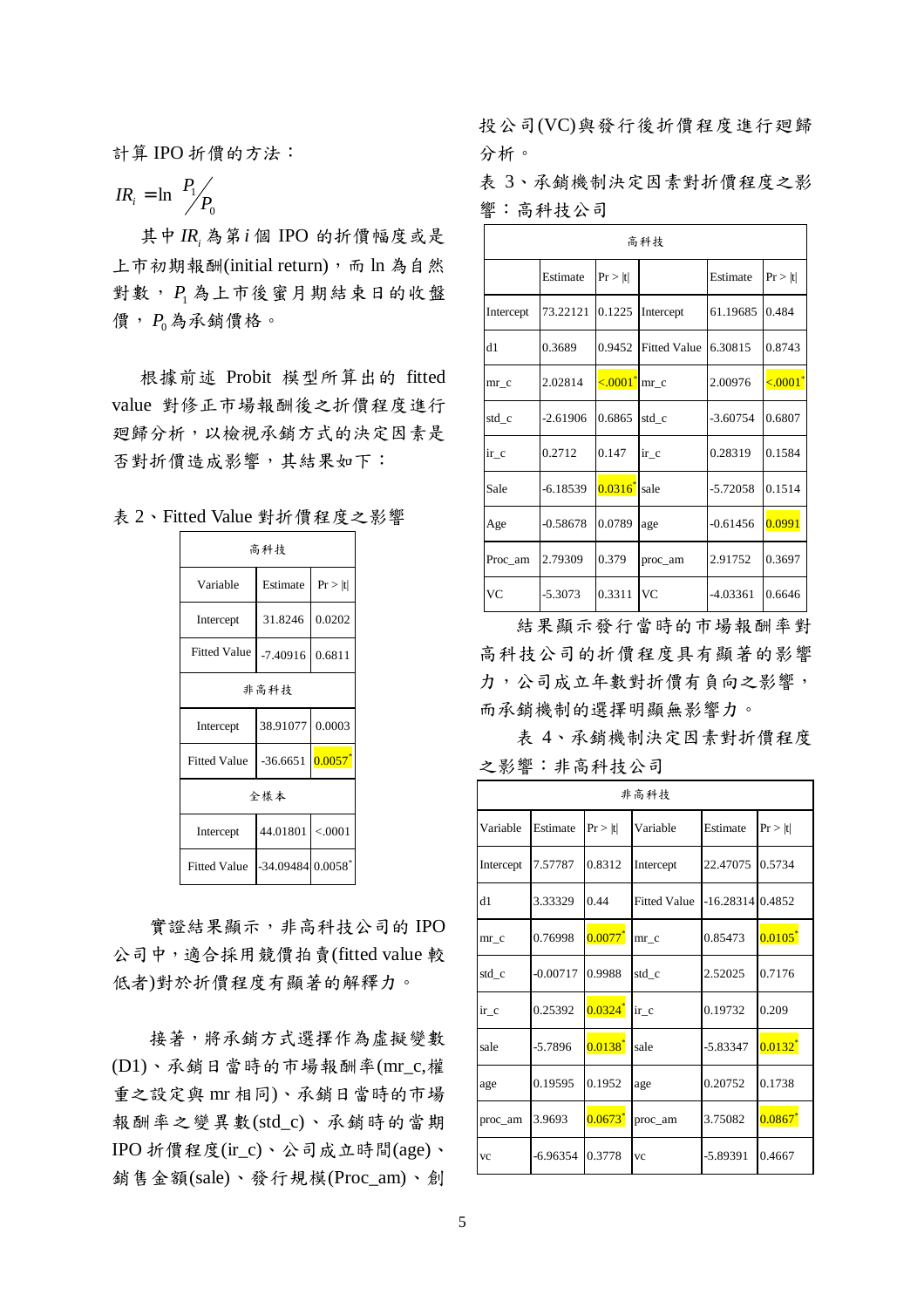計算 IPO 折價的方法：

$$IR_i = \ln \frac{P_1}{P_0}$$

其中 $IR_i$ 為第 $i$ 個 IPO 的折價幅度或是上市初期報酬(initial return)，而 ln 為自然對數，$P_1$ 為上市後蜜月期結束日的收盤價，$P_0$ 為承銷價格。

根據前述 Probit 模型所算出的 fitted value 對修正市場報酬後之折價程度進行迴歸分析，以檢視承銷方式的決定因素是否對折價造成影響，其結果如下：

表 2、Fitted Value 對折價程度之影響

| 高科技 | | |
|---|---|---|
| Variable | Estimate | Pr > \|t\| |
| Intercept | 31.8246 | 0.0202 |
| Fitted Value | -7.40916 | 0.6811 |
| 非高科技 | | |
| Intercept | 38.91077 | 0.0003 |
| Fitted Value | -36.6651 | 0.0057* |
| 全樣本 | | |
| Intercept | 44.01801 | <.0001 |
| Fitted Value | -34.09484 | 0.0058* |

實證結果顯示，非高科技公司的 IPO 公司中，適合採用競價拍賣(fitted value 較低者)對於折價程度有顯著的解釋力。

接著，將承銷方式選擇作為虛擬變數(D1)、承銷日當時的市場報酬率(mr_c,權重之設定與 mr 相同)、承銷日當時的市場報酬率之變異數(std_c)、承銷時的當期 IPO 折價程度(ir_c)、公司成立時間(age)、銷售金額(sale)、發行規模(Proc_am)、創投公司(VC)與發行後折價程度進行迴歸分析。

表 3、承銷機制決定因素對折價程度之影響：高科技公司

| 高科技 | | | | | |
|---|---|---|---|---|---|
| | Estimate | Pr > \|t\| | | Estimate | Pr > \|t\| |
| Intercept | 73.22121 | 0.1225 | Intercept | 61.19685 | 0.484 |
| d1 | 0.3689 | 0.9452 | Fitted Value | 6.30815 | 0.8743 |
| mr_c | 2.02814 | <.0001* | mr_c | 2.00976 | <.0001* |
| std_c | -2.61906 | 0.6865 | std_c | -3.60754 | 0.6807 |
| ir_c | 0.2712 | 0.147 | ir_c | 0.28319 | 0.1584 |
| Sale | -6.18539 | 0.0316* | sale | -5.72058 | 0.1514 |
| Age | -0.58678 | 0.0789 | age | -0.61456 | 0.0991 |
| Proc_am | 2.79309 | 0.379 | proc_am | 2.91752 | 0.3697 |
| VC | -5.3073 | 0.3311 | VC | -4.03361 | 0.6646 |

結果顯示發行當時的市場報酬率對高科技公司的折價程度具有顯著的影響力，公司成立年數對折價有負向之影響，而承銷機制的選擇明顯無影響力。

表 4、承銷機制決定因素對折價程度之影響：非高科技公司

| 非高科技 | | | | | |
|---|---|---|---|---|---|
| Variable | Estimate | Pr > \|t\| | Variable | Estimate | Pr > \|t\| |
| Intercept | 7.57787 | 0.8312 | Intercept | 22.47075 | 0.5734 |
| d1 | 3.33329 | 0.44 | Fitted Value | -16.28314 | 0.4852 |
| mr_c | 0.76998 | 0.0077* | mr_c | 0.85473 | 0.0105* |
| std_c | -0.00717 | 0.9988 | std_c | 2.52025 | 0.7176 |
| ir_c | 0.25392 | 0.0324* | ir_c | 0.19732 | 0.209 |
| sale | -5.7896 | 0.0138* | sale | -5.83347 | 0.0132* |
| age | 0.19595 | 0.1952 | age | 0.20752 | 0.1738 |
| proc_am | 3.9693 | 0.0673* | proc_am | 3.75082 | 0.0867* |
| vc | -6.96354 | 0.3778 | vc | -5.89391 | 0.4667 |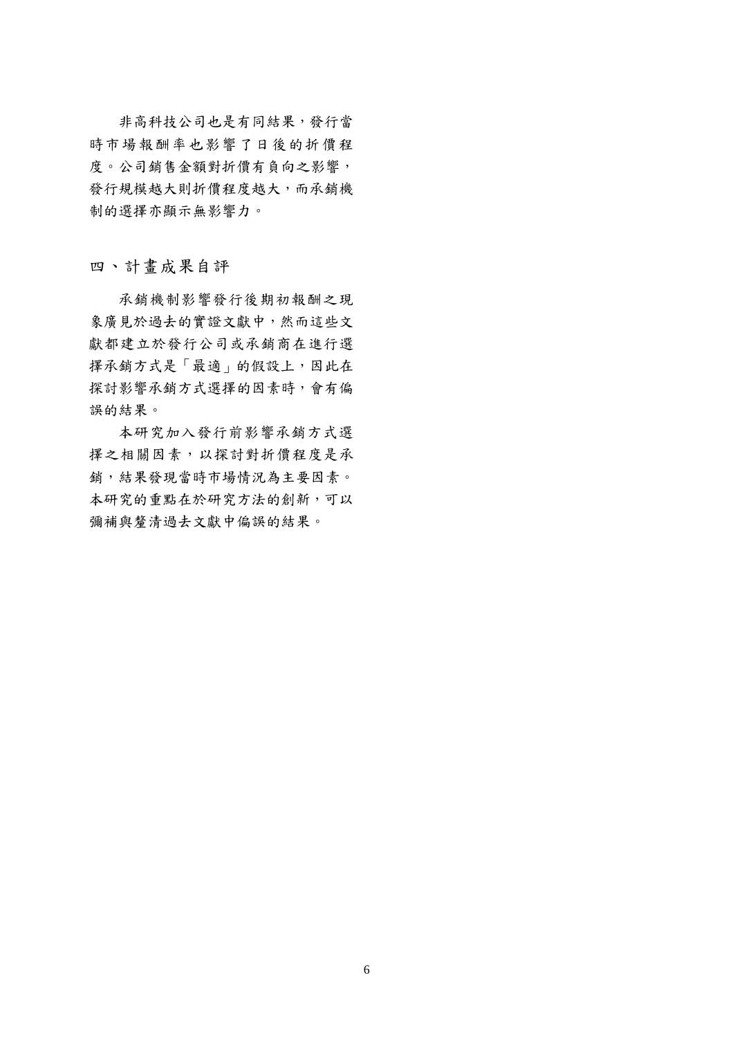非高科技公司也是有同結果，發行當時市場報酬率也影響了日後的折價程度。公司銷售金額對折價有負向之影響，發行規模越大則折價程度越大，而承銷機制的選擇亦顯示無影響力。

## 四、計畫成果自評

承銷機制影響發行後期初報酬之現象廣見於過去的實證文獻中，然而這些文獻都建立於發行公司或承銷商在進行選擇承銷方式是「最適」的假設上，因此在探討影響承銷方式選擇的因素時，會有偏誤的結果。

本研究加入發行前影響承銷方式選擇之相關因素，以探討對折價程度是承銷，結果發現當時市場情況為主要因素。本研究的重點在於研究方法的創新，可以彌補與釐清過去文獻中偏誤的結果。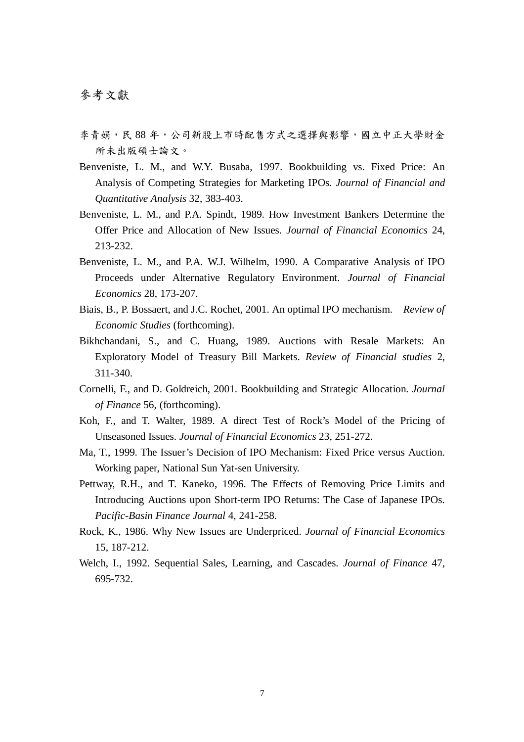## 參考文獻

李青娟，民 88 年，公司新股上市時配售方式之選擇與影響，國立中正大學財金所未出版碩士論文。

Benveniste, L. M., and W.Y. Busaba, 1997. Bookbuilding vs. Fixed Price: An Analysis of Competing Strategies for Marketing IPOs. *Journal of Financial and Quantitative Analysis* 32, 383-403.

Benveniste, L. M., and P.A. Spindt, 1989. How Investment Bankers Determine the Offer Price and Allocation of New Issues. *Journal of Financial Economics* 24, 213-232.

Benveniste, L. M., and P.A. W.J. Wilhelm, 1990. A Comparative Analysis of IPO Proceeds under Alternative Regulatory Environment. *Journal of Financial Economics* 28, 173-207.

Biais, B., P. Bossaert, and J.C. Rochet, 2001. An optimal IPO mechanism. *Review of Economic Studies* (forthcoming).

Bikhchandani, S., and C. Huang, 1989. Auctions with Resale Markets: An Exploratory Model of Treasury Bill Markets. *Review of Financial studies* 2, 311-340.

Cornelli, F., and D. Goldreich, 2001. Bookbuilding and Strategic Allocation. *Journal of Finance* 56, (forthcoming).

Koh, F., and T. Walter, 1989. A direct Test of Rock's Model of the Pricing of Unseasoned Issues. *Journal of Financial Economics* 23, 251-272.

Ma, T., 1999. The Issuer's Decision of IPO Mechanism: Fixed Price versus Auction. Working paper, National Sun Yat-sen University.

Pettway, R.H., and T. Kaneko, 1996. The Effects of Removing Price Limits and Introducing Auctions upon Short-term IPO Returns: The Case of Japanese IPOs. *Pacific-Basin Finance Journal* 4, 241-258.

Rock, K., 1986. Why New Issues are Underpriced. *Journal of Financial Economics* 15, 187-212.

Welch, I., 1992. Sequential Sales, Learning, and Cascades. *Journal of Finance* 47, 695-732.